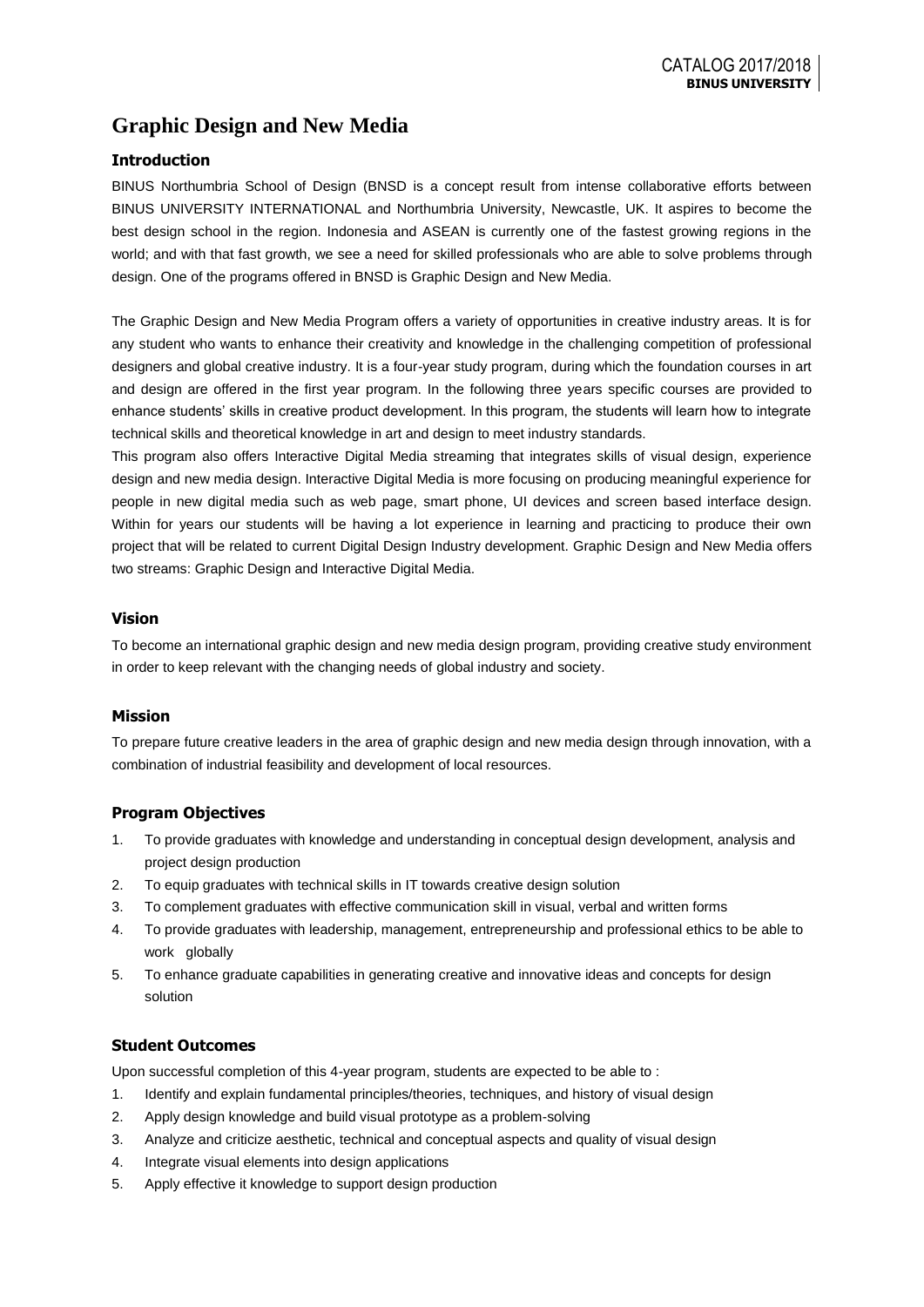# Graphic Design and New Media

### Introduction

BINUS Northumbria School of Design (BNSD is a concept result from intense collaborative efforts between BINUS UNIVERSITY INTERNATIONAL and Northumbria University, Newcastle, UK. It aspires to become the best design school in the region. Indonesia and ASEAN is currently one of the fastest growing regions in the world; and with that fast growth, we see a need for skilled professionals who are able to solve problems through design. One of the programs offered in BNSD is Graphic Design and New Media.

The Graphic Design and New Media Program offers a variety of opportunities in creative industry areas. It is for any student who wants to enhance their creativity and knowledge in the challenging competition of professional designers and global creative industry. It is a four-year study program, during which the foundation courses in art and design are offered in the first year program. In the following three years specific courses are provided to enhance students' skills in creative product development. In this program, the students will learn how to integrate technical skills and theoretical knowledge in art and design to meet industry standards.

This program also offers Interactive Digital Media streaming that integrates skills of visual design, experience design and new media design. Interactive Digital Media is more focusing on producing meaningful experience for people in new digital media such as web page, smart phone, UI devices and screen based interface design. Within for years our students will be having a lot experience in learning and practicing to produce their own project that will be related to current Digital Design Industry development. Graphic Design and New Media offers two streams: Graphic Design and Interactive Digital Media.

### Vision

To become an international graphic design and new media design program, providing creative study environment in order to keep relevant with the changing needs of global industry and society.

### Mission

To prepare future creative leaders in the area of graphic design and new media design through innovation, with a combination of industrial feasibility and development of local resources.

### Program Objectives

1. To provide graduates with knowledge and understanding in conceptual design development, analysis and project design production
2. To equip graduates with technical skills in IT towards creative design solution
3. To complement graduates with effective communication skill in visual, verbal and written forms
4. To provide graduates with leadership, management, entrepreneurship and professional ethics to be able to work globally
5. To enhance graduate capabilities in generating creative and innovative ideas and concepts for design solution

### Student Outcomes

Upon successful completion of this 4-year program, students are expected to be able to :

1. Identify and explain fundamental principles/theories, techniques, and history of visual design
2. Apply design knowledge and build visual prototype as a problem-solving
3. Analyze and criticize aesthetic, technical and conceptual aspects and quality of visual design
4. Integrate visual elements into design applications
5. Apply effective it knowledge to support design production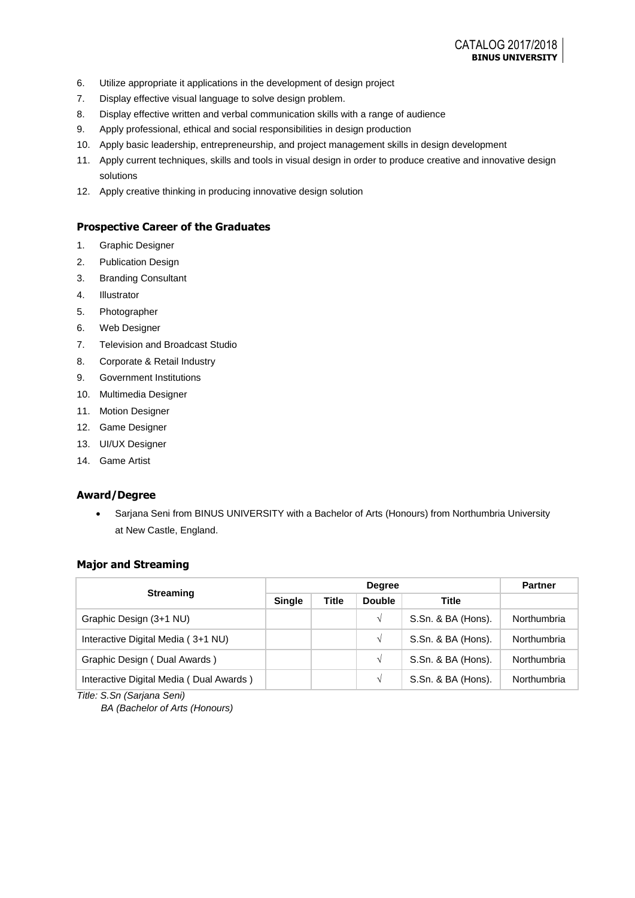6. Utilize appropriate it applications in the development of design project
7. Display effective visual language to solve design problem.
8. Display effective written and verbal communication skills with a range of audience
9. Apply professional, ethical and social responsibilities in design production
10. Apply basic leadership, entrepreneurship, and project management skills in design development
11. Apply current techniques, skills and tools in visual design in order to produce creative and innovative design solutions
12. Apply creative thinking in producing innovative design solution

## Prospective Career of the Graduates

1. Graphic Designer
2. Publication Design
3. Branding Consultant
4. Illustrator
5. Photographer
6. Web Designer
7. Television and Broadcast Studio
8. Corporate & Retail Industry
9. Government Institutions
10. Multimedia Designer
11. Motion Designer
12. Game Designer
13. UI/UX Designer
14. Game Artist

## Award/Degree

- Sarjana Seni from BINUS UNIVERSITY with a Bachelor of Arts (Honours) from Northumbria University at New Castle, England.

## Major and Streaming

| Streaming | Degree | | | | Partner |
|---|---|---|---|---|---|
| | Single | Title | Double | Title | |
| Graphic Design (3+1 NU) | | | √ | S.Sn. & BA (Hons). | Northumbria |
| Interactive Digital Media ( 3+1 NU) | | | √ | S.Sn. & BA (Hons). | Northumbria |
| Graphic Design ( Dual Awards ) | | | √ | S.Sn. & BA (Hons). | Northumbria |
| Interactive Digital Media ( Dual Awards ) | | | √ | S.Sn. & BA (Hons). | Northumbria |

*Title: S.Sn (Sarjana Seni)*
*BA (Bachelor of Arts (Honours)*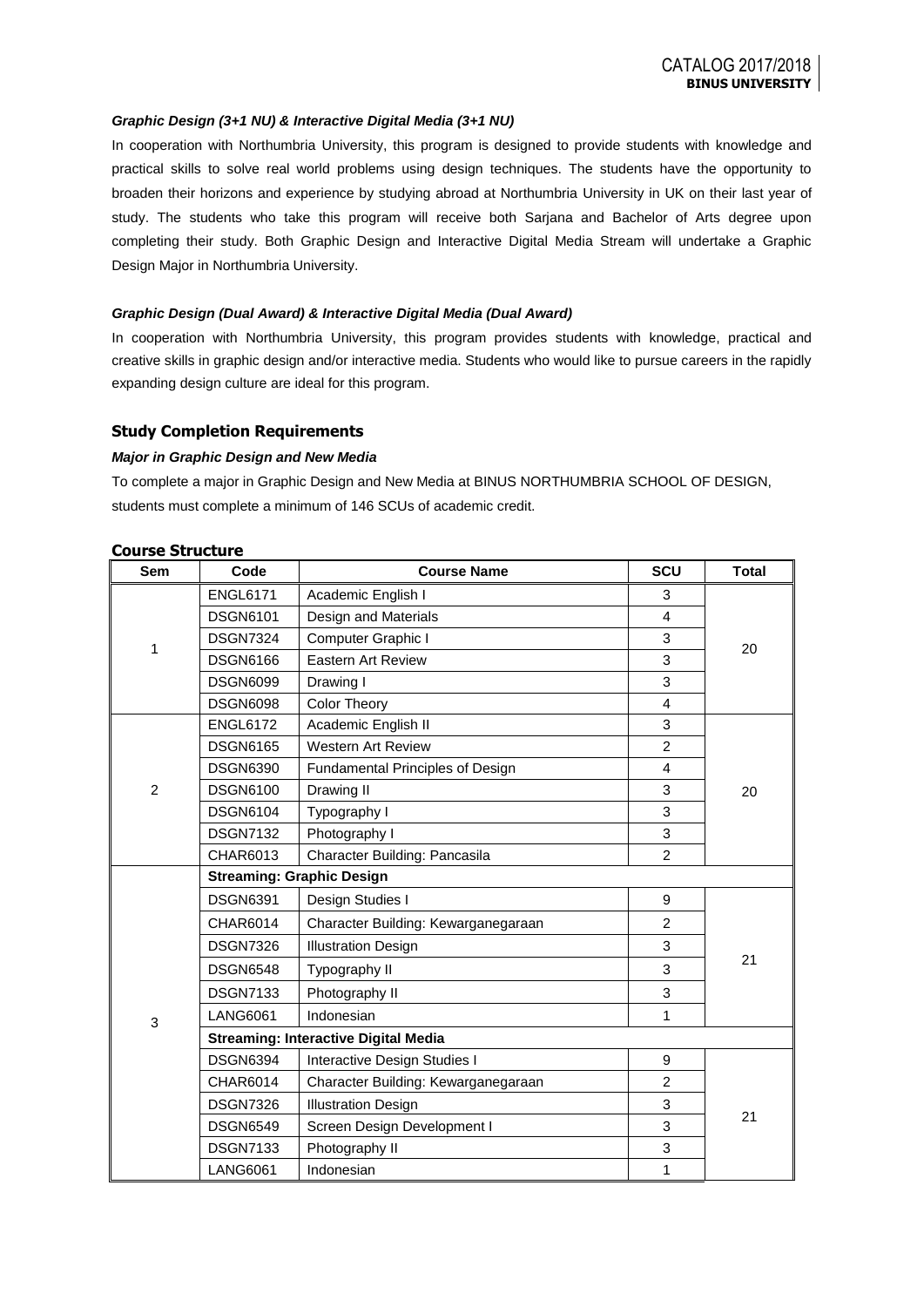***Graphic Design (3+1 NU) & Interactive Digital Media (3+1 NU)***

In cooperation with Northumbria University, this program is designed to provide students with knowledge and practical skills to solve real world problems using design techniques. The students have the opportunity to broaden their horizons and experience by studying abroad at Northumbria University in UK on their last year of study. The students who take this program will receive both Sarjana and Bachelor of Arts degree upon completing their study. Both Graphic Design and Interactive Digital Media Stream will undertake a Graphic Design Major in Northumbria University.

***Graphic Design (Dual Award) & Interactive Digital Media (Dual Award)***

In cooperation with Northumbria University, this program provides students with knowledge, practical and creative skills in graphic design and/or interactive media. Students who would like to pursue careers in the rapidly expanding design culture are ideal for this program.

## Study Completion Requirements

***Major in Graphic Design and New Media***

To complete a major in Graphic Design and New Media at BINUS NORTHUMBRIA SCHOOL OF DESIGN, students must complete a minimum of 146 SCUs of academic credit.

## Course Structure

| Sem | Code | Course Name | SCU | Total |
|---|---|---|---|---|
| 1 | ENGL6171 | Academic English I | 3 | 20 |
| | DSGN6101 | Design and Materials | 4 | |
| | DSGN7324 | Computer Graphic I | 3 | |
| | DSGN6166 | Eastern Art Review | 3 | |
| | DSGN6099 | Drawing I | 3 | |
| | DSGN6098 | Color Theory | 4 | |
| 2 | ENGL6172 | Academic English II | 3 | 20 |
| | DSGN6165 | Western Art Review | 2 | |
| | DSGN6390 | Fundamental Principles of Design | 4 | |
| | DSGN6100 | Drawing II | 3 | |
| | DSGN6104 | Typography I | 3 | |
| | DSGN7132 | Photography I | 3 | |
| | CHAR6013 | Character Building: Pancasila | 2 | |
| 3 | **Streaming: Graphic Design** | | | |
| | DSGN6391 | Design Studies I | 9 | 21 |
| | CHAR6014 | Character Building: Kewarganegaraan | 2 | |
| | DSGN7326 | Illustration Design | 3 | |
| | DSGN6548 | Typography II | 3 | |
| | DSGN7133 | Photography II | 3 | |
| | LANG6061 | Indonesian | 1 | |
| | **Streaming: Interactive Digital Media** | | | |
| | DSGN6394 | Interactive Design Studies I | 9 | 21 |
| | CHAR6014 | Character Building: Kewarganegaraan | 2 | |
| | DSGN7326 | Illustration Design | 3 | |
| | DSGN6549 | Screen Design Development I | 3 | |
| | DSGN7133 | Photography II | 3 | |
| | LANG6061 | Indonesian | 1 | |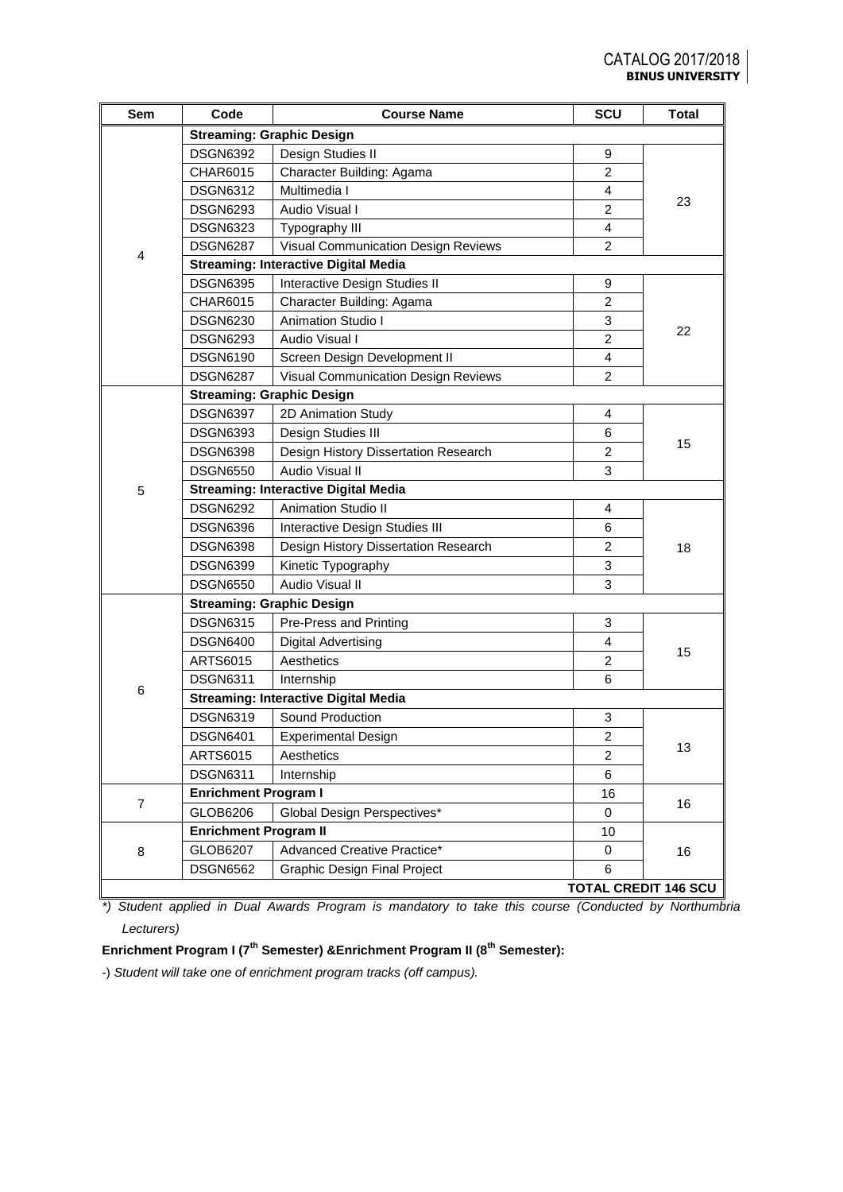| Sem | Code | Course Name | SCU | Total |
|---|---|---|---|---|
| 4 | **Streaming: Graphic Design** | | | |
| | DSGN6392 | Design Studies II | 9 | 23 |
| | CHAR6015 | Character Building: Agama | 2 | |
| | DSGN6312 | Multimedia I | 4 | |
| | DSGN6293 | Audio Visual I | 2 | |
| | DSGN6323 | Typography III | 4 | |
| | DSGN6287 | Visual Communication Design Reviews | 2 | |
| | **Streaming: Interactive Digital Media** | | | |
| | DSGN6395 | Interactive Design Studies II | 9 | 22 |
| | CHAR6015 | Character Building: Agama | 2 | |
| | DSGN6230 | Animation Studio I | 3 | |
| | DSGN6293 | Audio Visual I | 2 | |
| | DSGN6190 | Screen Design Development II | 4 | |
| | DSGN6287 | Visual Communication Design Reviews | 2 | |
| 5 | **Streaming: Graphic Design** | | | |
| | DSGN6397 | 2D Animation Study | 4 | 15 |
| | DSGN6393 | Design Studies III | 6 | |
| | DSGN6398 | Design History Dissertation Research | 2 | |
| | DSGN6550 | Audio Visual II | 3 | |
| | **Streaming: Interactive Digital Media** | | | |
| | DSGN6292 | Animation Studio II | 4 | 18 |
| | DSGN6396 | Interactive Design Studies III | 6 | |
| | DSGN6398 | Design History Dissertation Research | 2 | |
| | DSGN6399 | Kinetic Typography | 3 | |
| | DSGN6550 | Audio Visual II | 3 | |
| 6 | **Streaming: Graphic Design** | | | |
| | DSGN6315 | Pre-Press and Printing | 3 | 15 |
| | DSGN6400 | Digital Advertising | 4 | |
| | ARTS6015 | Aesthetics | 2 | |
| | DSGN6311 | Internship | 6 | |
| | **Streaming: Interactive Digital Media** | | | |
| | DSGN6319 | Sound Production | 3 | 13 |
| | DSGN6401 | Experimental Design | 2 | |
| | ARTS6015 | Aesthetics | 2 | |
| | DSGN6311 | Internship | 6 | |
| 7 | **Enrichment Program I** | | 16 | 16 |
| | GLOB6206 | Global Design Perspectives* | 0 | |
| 8 | **Enrichment Program II** | | 10 | 16 |
| | GLOB6207 | Advanced Creative Practice* | 0 | |
| | DSGN6562 | Graphic Design Final Project | 6 | |
| | | | | **TOTAL CREDIT 146 SCU** |

*\*) Student applied in Dual Awards Program is mandatory to take this course (Conducted by Northumbria Lecturers)*

**Enrichment Program I (7th Semester) &Enrichment Program II (8th Semester):**

-) *Student will take one of enrichment program tracks (off campus).*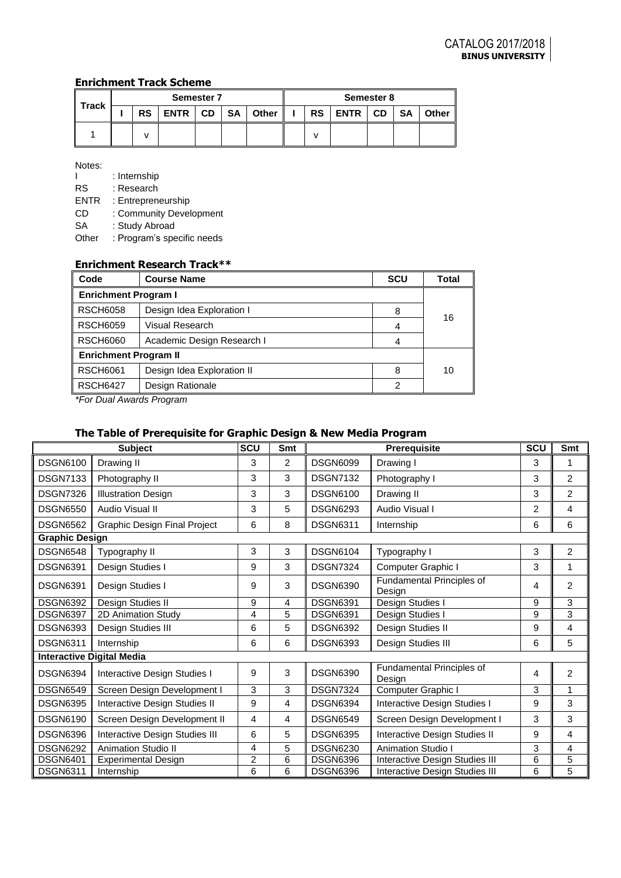### Enrichment Track Scheme

| Track | Semester 7 | | | | | | Semester 8 | | | | | |
|---|---|---|---|---|---|---|---|---|---|---|---|---|
| | I | RS | ENTR | CD | SA | Other | I | RS | ENTR | CD | SA | Other |
| 1 | | v | | | | | | v | | | | |

Notes:

I : Internship
RS : Research
ENTR : Entrepreneurship
CD : Community Development
SA : Study Abroad
Other : Program's specific needs

### Enrichment Research Track**

| Code | Course Name | SCU | Total |
|---|---|---|---|
| **Enrichment Program I** | | | |
| RSCH6058 | Design Idea Exploration I | 8 | 16 |
| RSCH6059 | Visual Research | 4 | |
| RSCH6060 | Academic Design Research I | 4 | |
| **Enrichment Program II** | | | |
| RSCH6061 | Design Idea Exploration II | 8 | 10 |
| RSCH6427 | Design Rationale | 2 | |

*For Dual Awards Program*

### The Table of Prerequisite for Graphic Design & New Media Program

| Subject | | SCU | Smt | Prerequisite | | SCU | Smt |
|---|---|---|---|---|---|---|---|
| DSGN6100 | Drawing II | 3 | 2 | DSGN6099 | Drawing I | 3 | 1 |
| DSGN7133 | Photography II | 3 | 3 | DSGN7132 | Photography I | 3 | 2 |
| DSGN7326 | Illustration Design | 3 | 3 | DSGN6100 | Drawing II | 3 | 2 |
| DSGN6550 | Audio Visual II | 3 | 5 | DSGN6293 | Audio Visual I | 2 | 4 |
| DSGN6562 | Graphic Design Final Project | 6 | 8 | DSGN6311 | Internship | 6 | 6 |
| **Graphic Design** | | | | | | | |
| DSGN6548 | Typography II | 3 | 3 | DSGN6104 | Typography I | 3 | 2 |
| DSGN6391 | Design Studies I | 9 | 3 | DSGN7324 | Computer Graphic I | 3 | 1 |
| DSGN6391 | Design Studies I | 9 | 3 | DSGN6390 | Fundamental Principles of Design | 4 | 2 |
| DSGN6392 | Design Studies II | 9 | 4 | DSGN6391 | Design Studies I | 9 | 3 |
| DSGN6397 | 2D Animation Study | 4 | 5 | DSGN6391 | Design Studies I | 9 | 3 |
| DSGN6393 | Design Studies III | 6 | 5 | DSGN6392 | Design Studies II | 9 | 4 |
| DSGN6311 | Internship | 6 | 6 | DSGN6393 | Design Studies III | 6 | 5 |
| **Interactive Digital Media** | | | | | | | |
| DSGN6394 | Interactive Design Studies I | 9 | 3 | DSGN6390 | Fundamental Principles of Design | 4 | 2 |
| DSGN6549 | Screen Design Development I | 3 | 3 | DSGN7324 | Computer Graphic I | 3 | 1 |
| DSGN6395 | Interactive Design Studies II | 9 | 4 | DSGN6394 | Interactive Design Studies I | 9 | 3 |
| DSGN6190 | Screen Design Development II | 4 | 4 | DSGN6549 | Screen Design Development I | 3 | 3 |
| DSGN6396 | Interactive Design Studies III | 6 | 5 | DSGN6395 | Interactive Design Studies II | 9 | 4 |
| DSGN6292 | Animation Studio II | 4 | 5 | DSGN6230 | Animation Studio I | 3 | 4 |
| DSGN6401 | Experimental Design | 2 | 6 | DSGN6396 | Interactive Design Studies III | 6 | 5 |
| DSGN6311 | Internship | 6 | 6 | DSGN6396 | Interactive Design Studies III | 6 | 5 |